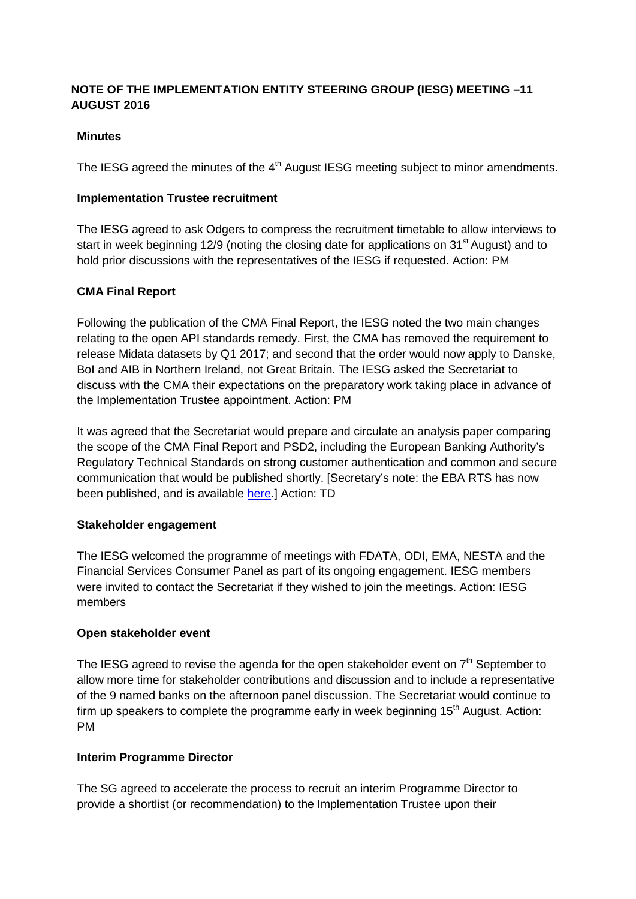# NOTE OF THE IMPLEMENTATION ENTITY STEERING GROUP (IESG) MEETING –11 AUGUST 2016

## Minutes

The IESG agreed the minutes of the 4th August IESG meeting subject to minor amendments.

## Implementation Trustee recruitment

The IESG agreed to ask Odgers to compress the recruitment timetable to allow interviews to start in week beginning 12/9 (noting the closing date for applications on 31st August) and to hold prior discussions with the representatives of the IESG if requested. Action: PM

## CMA Final Report

Following the publication of the CMA Final Report, the IESG noted the two main changes relating to the open API standards remedy. First, the CMA has removed the requirement to release Midata datasets by Q1 2017; and second that the order would now apply to Danske, BoI and AIB in Northern Ireland, not Great Britain. The IESG asked the Secretariat to discuss with the CMA their expectations on the preparatory work taking place in advance of the Implementation Trustee appointment. Action: PM

It was agreed that the Secretariat would prepare and circulate an analysis paper comparing the scope of the CMA Final Report and PSD2, including the European Banking Authority's Regulatory Technical Standards on strong customer authentication and common and secure communication that would be published shortly. [Secretary's note: the EBA RTS has now been published, and is available here.] Action: TD

## Stakeholder engagement

The IESG welcomed the programme of meetings with FDATA, ODI, EMA, NESTA and the Financial Services Consumer Panel as part of its ongoing engagement. IESG members were invited to contact the Secretariat if they wished to join the meetings. Action: IESG members

## Open stakeholder event

The IESG agreed to revise the agenda for the open stakeholder event on 7th September to allow more time for stakeholder contributions and discussion and to include a representative of the 9 named banks on the afternoon panel discussion. The Secretariat would continue to firm up speakers to complete the programme early in week beginning 15th August. Action: PM

## Interim Programme Director

The SG agreed to accelerate the process to recruit an interim Programme Director to provide a shortlist (or recommendation) to the Implementation Trustee upon their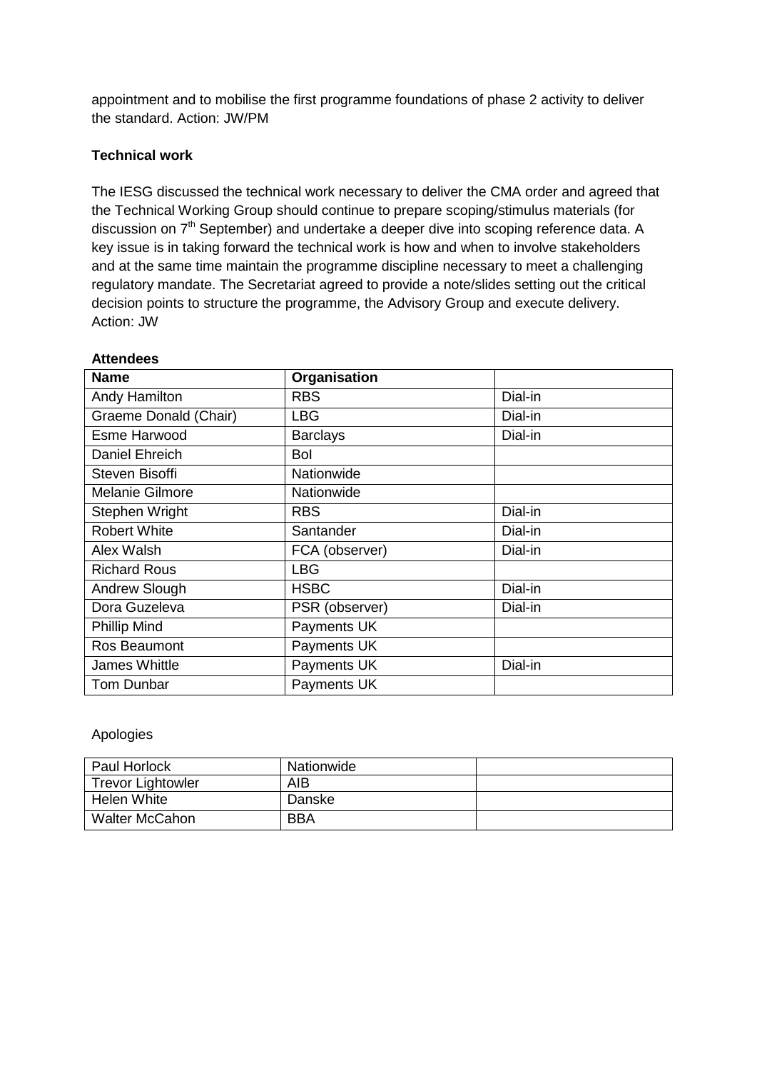appointment and to mobilise the first programme foundations of phase 2 activity to deliver the standard. Action: JW/PM

**Technical work**

The IESG discussed the technical work necessary to deliver the CMA order and agreed that the Technical Working Group should continue to prepare scoping/stimulus materials (for discussion on 7th September) and undertake a deeper dive into scoping reference data. A key issue is in taking forward the technical work is how and when to involve stakeholders and at the same time maintain the programme discipline necessary to meet a challenging regulatory mandate. The Secretariat agreed to provide a note/slides setting out the critical decision points to structure the programme, the Advisory Group and execute delivery. Action: JW

**Attendees**

| Name | Organisation | |
|---|---|---|
| Andy Hamilton | RBS | Dial-in |
| Graeme Donald (Chair) | LBG | Dial-in |
| Esme Harwood | Barclays | Dial-in |
| Daniel Ehreich | BoI | |
| Steven Bisoffi | Nationwide | |
| Melanie Gilmore | Nationwide | |
| Stephen Wright | RBS | Dial-in |
| Robert White | Santander | Dial-in |
| Alex Walsh | FCA (observer) | Dial-in |
| Richard Rous | LBG | |
| Andrew Slough | HSBC | Dial-in |
| Dora Guzeleva | PSR (observer) | Dial-in |
| Phillip Mind | Payments UK | |
| Ros Beaumont | Payments UK | |
| James Whittle | Payments UK | Dial-in |
| Tom Dunbar | Payments UK | |

Apologies

| | | |
|---|---|---|
| Paul Horlock | Nationwide | |
| Trevor Lightowler | AIB | |
| Helen White | Danske | |
| Walter McCahon | BBA | |